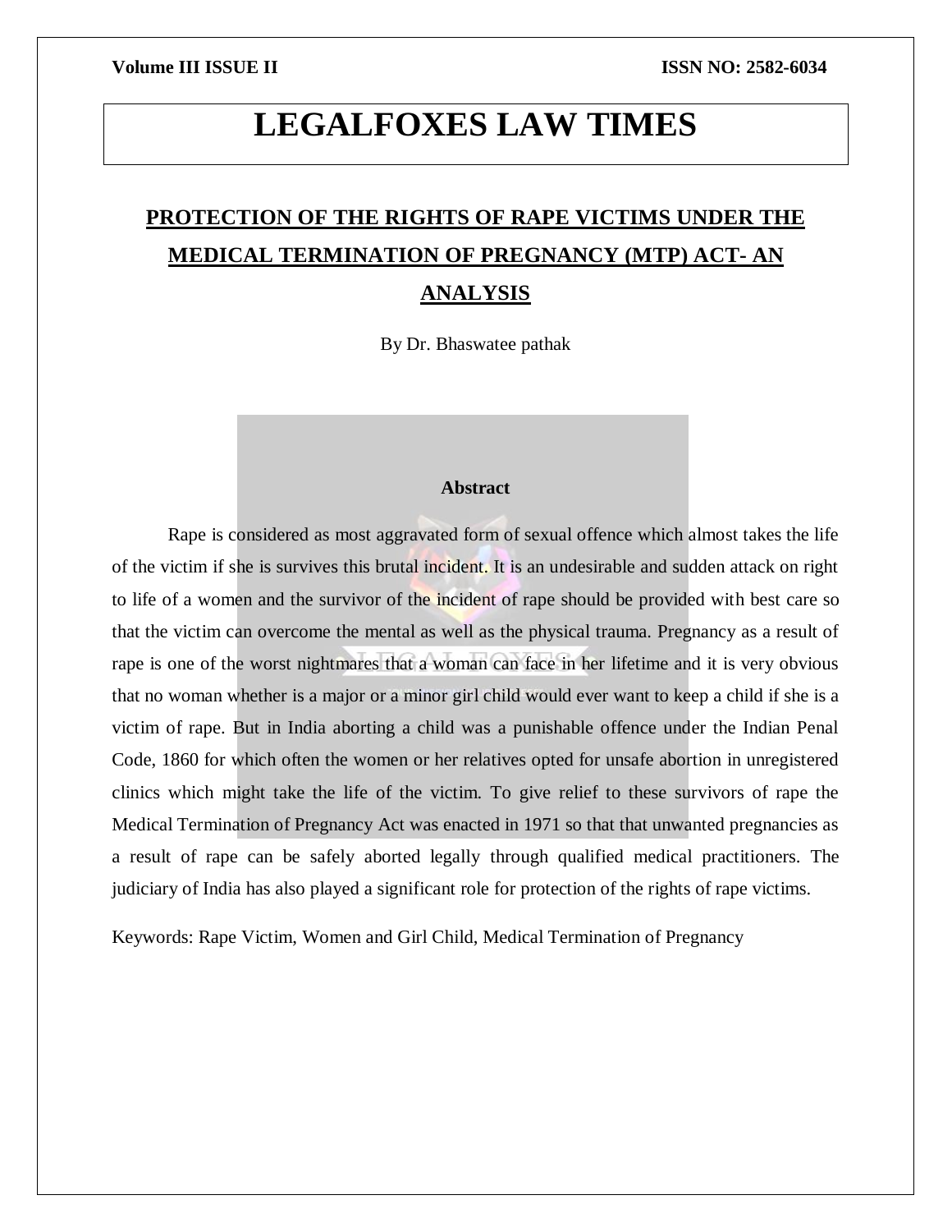# LEGALFOXES LAW TIMES

## PROTECTION OF THE RIGHTS OF RAPE VICTIMS UNDER THE MEDICAL TERMINATION OF PREGNANCY (MTP) ACT- AN ANALYSIS

By Dr. Bhaswatee pathak

**Abstract**

Rape is considered as most aggravated form of sexual offence which almost takes the life of the victim if she is survives this brutal incident. It is an undesirable and sudden attack on right to life of a women and the survivor of the incident of rape should be provided with best care so that the victim can overcome the mental as well as the physical trauma. Pregnancy as a result of rape is one of the worst nightmares that a woman can face in her lifetime and it is very obvious that no woman whether is a major or a minor girl child would ever want to keep a child if she is a victim of rape. But in India aborting a child was a punishable offence under the Indian Penal Code, 1860 for which often the women or her relatives opted for unsafe abortion in unregistered clinics which might take the life of the victim. To give relief to these survivors of rape the Medical Termination of Pregnancy Act was enacted in 1971 so that that unwanted pregnancies as a result of rape can be safely aborted legally through qualified medical practitioners. The judiciary of India has also played a significant role for protection of the rights of rape victims.

Keywords: Rape Victim, Women and Girl Child, Medical Termination of Pregnancy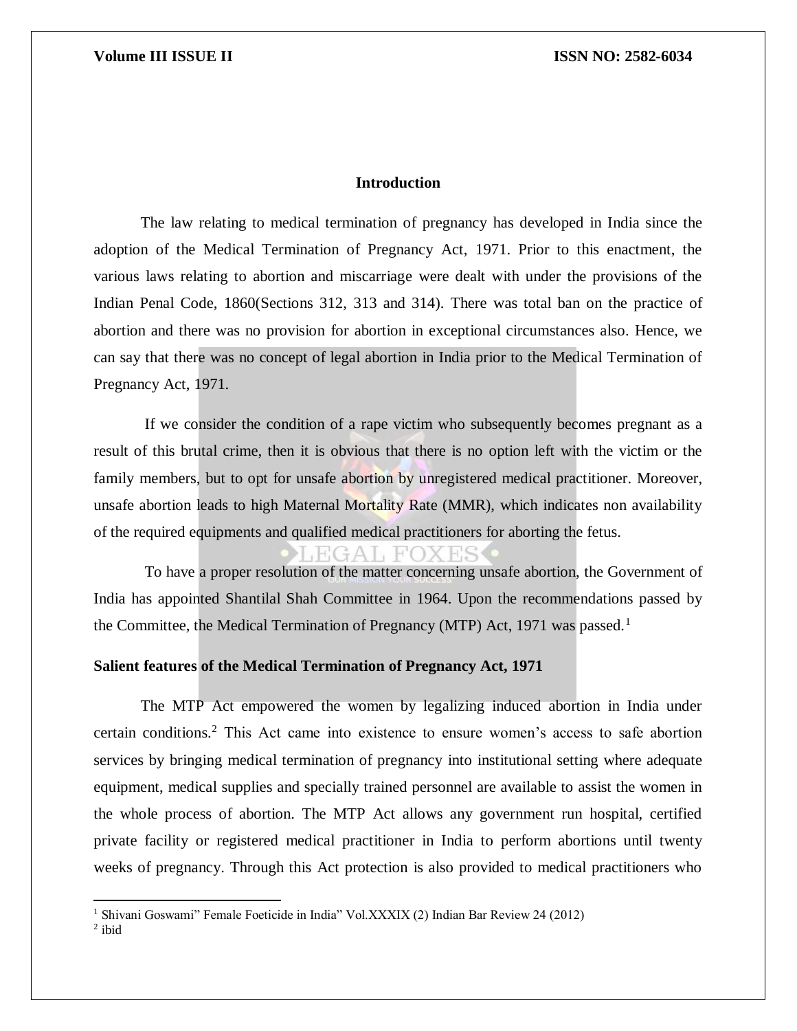## Introduction

The law relating to medical termination of pregnancy has developed in India since the adoption of the Medical Termination of Pregnancy Act, 1971. Prior to this enactment, the various laws relating to abortion and miscarriage were dealt with under the provisions of the Indian Penal Code, 1860(Sections 312, 313 and 314). There was total ban on the practice of abortion and there was no provision for abortion in exceptional circumstances also. Hence, we can say that there was no concept of legal abortion in India prior to the Medical Termination of Pregnancy Act, 1971.

If we consider the condition of a rape victim who subsequently becomes pregnant as a result of this brutal crime, then it is obvious that there is no option left with the victim or the family members, but to opt for unsafe abortion by unregistered medical practitioner. Moreover, unsafe abortion leads to high Maternal Mortality Rate (MMR), which indicates non availability of the required equipments and qualified medical practitioners for aborting the fetus.

To have a proper resolution of the matter concerning unsafe abortion, the Government of India has appointed Shantilal Shah Committee in 1964. Upon the recommendations passed by the Committee, the Medical Termination of Pregnancy (MTP) Act, 1971 was passed.[1]

### Salient features of the Medical Termination of Pregnancy Act, 1971

The MTP Act empowered the women by legalizing induced abortion in India under certain conditions.[2] This Act came into existence to ensure women's access to safe abortion services by bringing medical termination of pregnancy into institutional setting where adequate equipment, medical supplies and specially trained personnel are available to assist the women in the whole process of abortion. The MTP Act allows any government run hospital, certified private facility or registered medical practitioner in India to perform abortions until twenty weeks of pregnancy. Through this Act protection is also provided to medical practitioners who

---

[1] Shivani Goswami" Female Foeticide in India" Vol.XXXIX (2) Indian Bar Review 24 (2012)

[2] ibid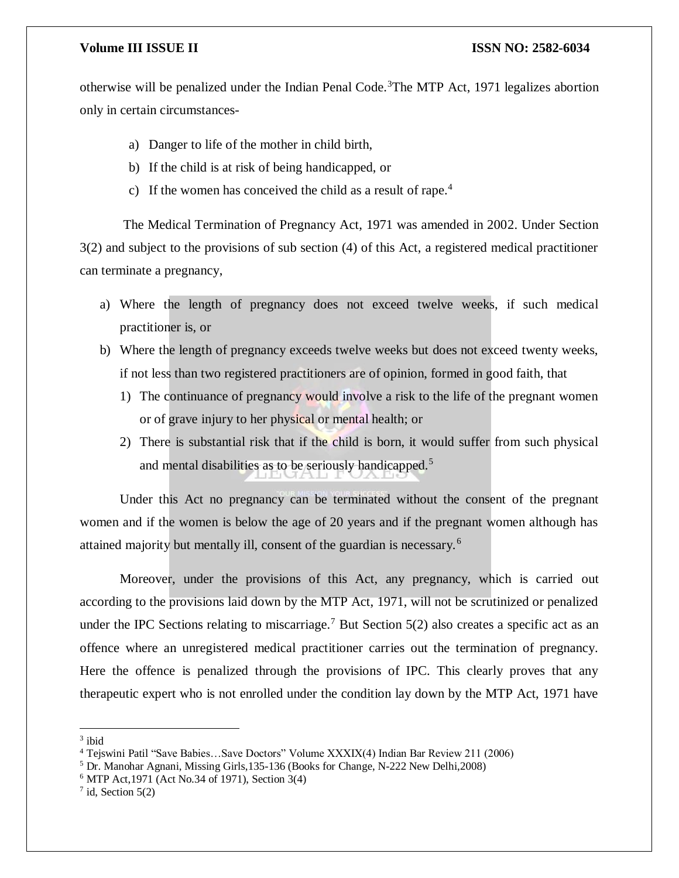otherwise will be penalized under the Indian Penal Code.[3] The MTP Act, 1971 legalizes abortion only in certain circumstances-

a) Danger to life of the mother in child birth,
b) If the child is at risk of being handicapped, or
c) If the women has conceived the child as a result of rape.[4]

The Medical Termination of Pregnancy Act, 1971 was amended in 2002. Under Section 3(2) and subject to the provisions of sub section (4) of this Act, a registered medical practitioner can terminate a pregnancy,

a) Where the length of pregnancy does not exceed twelve weeks, if such medical practitioner is, or
b) Where the length of pregnancy exceeds twelve weeks but does not exceed twenty weeks, if not less than two registered practitioners are of opinion, formed in good faith, that
    1) The continuance of pregnancy would involve a risk to the life of the pregnant women or of grave injury to her physical or mental health; or
    2) There is substantial risk that if the child is born, it would suffer from such physical and mental disabilities as to be seriously handicapped.[5]

Under this Act no pregnancy can be terminated without the consent of the pregnant women and if the women is below the age of 20 years and if the pregnant women although has attained majority but mentally ill, consent of the guardian is necessary.[6]

Moreover, under the provisions of this Act, any pregnancy, which is carried out according to the provisions laid down by the MTP Act, 1971, will not be scrutinized or penalized under the IPC Sections relating to miscarriage.[7] But Section 5(2) also creates a specific act as an offence where an unregistered medical practitioner carries out the termination of pregnancy. Here the offence is penalized through the provisions of IPC. This clearly proves that any therapeutic expert who is not enrolled under the condition lay down by the MTP Act, 1971 have

---

[3] ibid

[4] Tejswini Patil "Save Babies…Save Doctors" Volume XXXIX(4) Indian Bar Review 211 (2006)

[5] Dr. Manohar Agnani, Missing Girls,135-136 (Books for Change, N-222 New Delhi,2008)

[6] MTP Act,1971 (Act No.34 of 1971), Section 3(4)

[7] id, Section 5(2)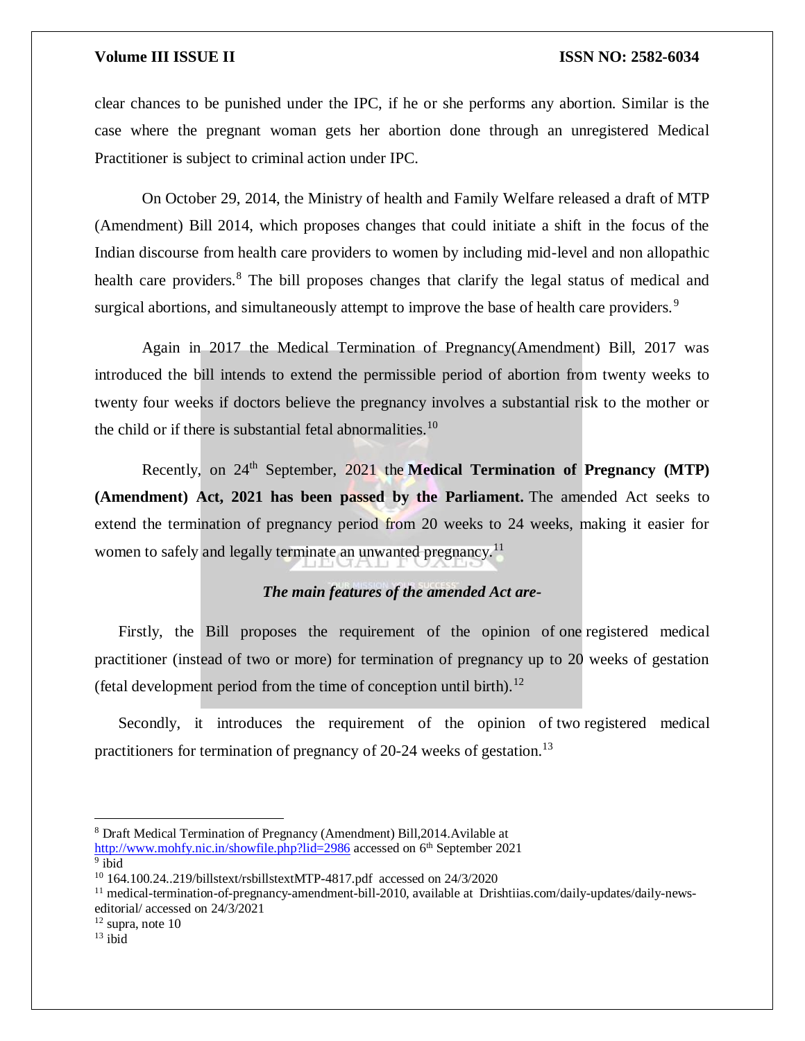clear chances to be punished under the IPC, if he or she performs any abortion. Similar is the case where the pregnant woman gets her abortion done through an unregistered Medical Practitioner is subject to criminal action under IPC.

On October 29, 2014, the Ministry of health and Family Welfare released a draft of MTP (Amendment) Bill 2014, which proposes changes that could initiate a shift in the focus of the Indian discourse from health care providers to women by including mid-level and non allopathic health care providers.[8] The bill proposes changes that clarify the legal status of medical and surgical abortions, and simultaneously attempt to improve the base of health care providers.[9]

Again in 2017 the Medical Termination of Pregnancy(Amendment) Bill, 2017 was introduced the bill intends to extend the permissible period of abortion from twenty weeks to twenty four weeks if doctors believe the pregnancy involves a substantial risk to the mother or the child or if there is substantial fetal abnormalities.[10]

Recently, on 24th September, 2021 the **Medical Termination of Pregnancy (MTP) (Amendment) Act, 2021 has been passed by the Parliament.** The amended Act seeks to extend the termination of pregnancy period from 20 weeks to 24 weeks, making it easier for women to safely and legally terminate an unwanted pregnancy.[11]

***The main features of the amended Act are-***

Firstly, the Bill proposes the requirement of the opinion of one registered medical practitioner (instead of two or more) for termination of pregnancy up to 20 weeks of gestation (fetal development period from the time of conception until birth).[12]

Secondly, it introduces the requirement of the opinion of two registered medical practitioners for termination of pregnancy of 20-24 weeks of gestation.[13]

---

[8] Draft Medical Termination of Pregnancy (Amendment) Bill,2014.Avilable at http://www.mohfy.nic.in/showfile.php?lid=2986 accessed on 6th September 2021

[9] ibid

[10] 164.100.24..219/billstext/rsbillstextMTP-4817.pdf accessed on 24/3/2020

[11] medical-termination-of-pregnancy-amendment-bill-2010, available at Drishtiias.com/daily-updates/daily-news-editorial/ accessed on 24/3/2021

[12] supra, note 10

[13] ibid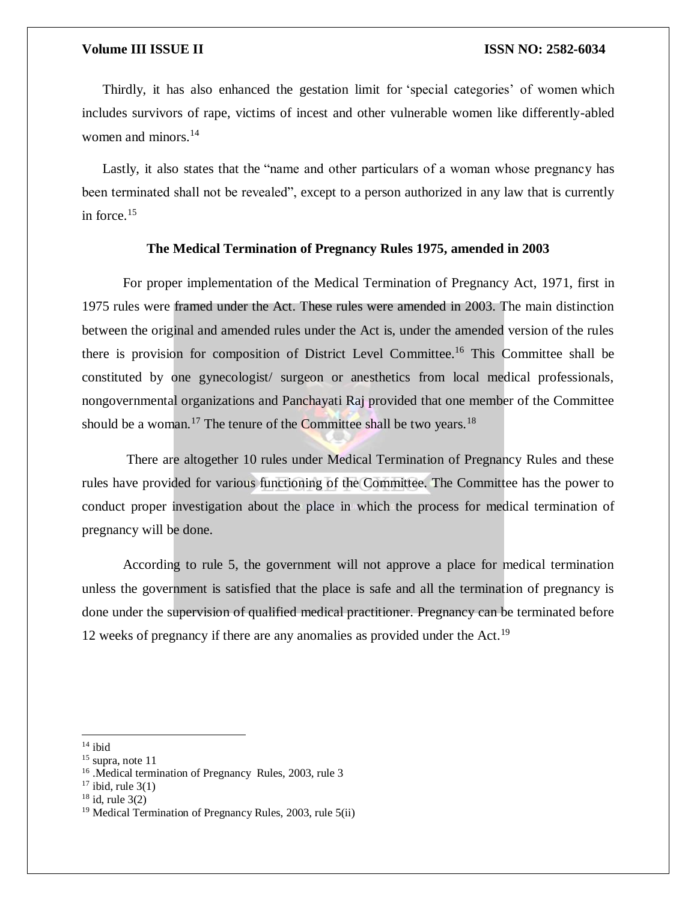Thirdly, it has also enhanced the gestation limit for 'special categories' of women which includes survivors of rape, victims of incest and other vulnerable women like differently-abled women and minors.[14]

Lastly, it also states that the "name and other particulars of a woman whose pregnancy has been terminated shall not be revealed", except to a person authorized in any law that is currently in force.[15]

### The Medical Termination of Pregnancy Rules 1975, amended in 2003

For proper implementation of the Medical Termination of Pregnancy Act, 1971, first in 1975 rules were framed under the Act. These rules were amended in 2003. The main distinction between the original and amended rules under the Act is, under the amended version of the rules there is provision for composition of District Level Committee.[16] This Committee shall be constituted by one gynecologist/ surgeon or anesthetics from local medical professionals, nongovernmental organizations and Panchayati Raj provided that one member of the Committee should be a woman.[17] The tenure of the Committee shall be two years.[18]

There are altogether 10 rules under Medical Termination of Pregnancy Rules and these rules have provided for various functioning of the Committee. The Committee has the power to conduct proper investigation about the place in which the process for medical termination of pregnancy will be done.

According to rule 5, the government will not approve a place for medical termination unless the government is satisfied that the place is safe and all the termination of pregnancy is done under the supervision of qualified medical practitioner. Pregnancy can be terminated before 12 weeks of pregnancy if there are any anomalies as provided under the Act.[19]

---

[14] ibid
[15] supra, note 11
[16] .Medical termination of Pregnancy Rules, 2003, rule 3
[17] ibid, rule 3(1)
[18] id, rule 3(2)
[19] Medical Termination of Pregnancy Rules, 2003, rule 5(ii)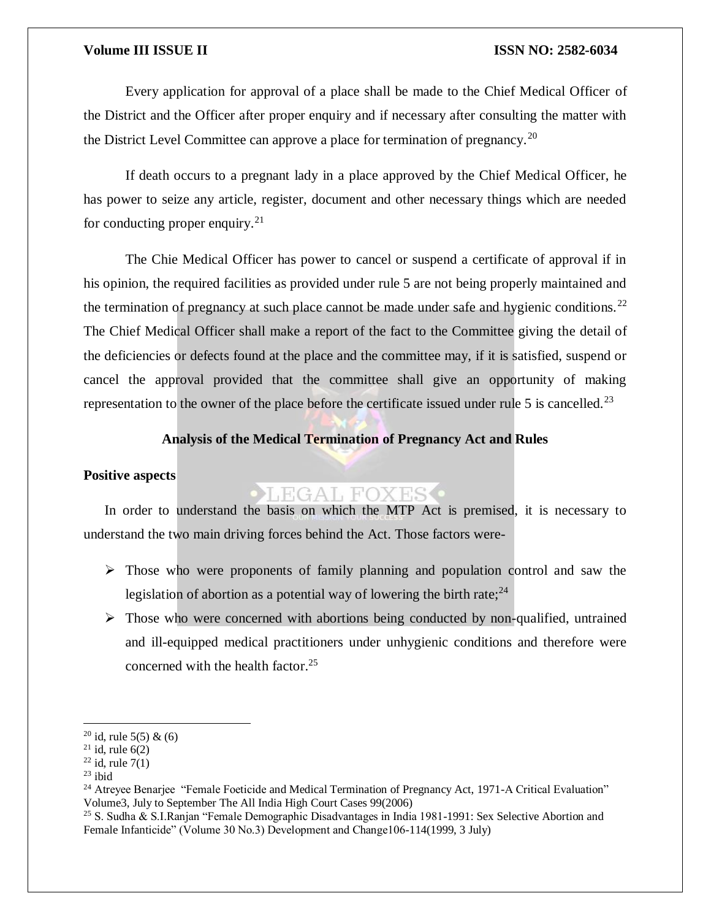Every application for approval of a place shall be made to the Chief Medical Officer of the District and the Officer after proper enquiry and if necessary after consulting the matter with the District Level Committee can approve a place for termination of pregnancy.[20]

If death occurs to a pregnant lady in a place approved by the Chief Medical Officer, he has power to seize any article, register, document and other necessary things which are needed for conducting proper enquiry.[21]

The Chie Medical Officer has power to cancel or suspend a certificate of approval if in his opinion, the required facilities as provided under rule 5 are not being properly maintained and the termination of pregnancy at such place cannot be made under safe and hygienic conditions.[22] The Chief Medical Officer shall make a report of the fact to the Committee giving the detail of the deficiencies or defects found at the place and the committee may, if it is satisfied, suspend or cancel the approval provided that the committee shall give an opportunity of making representation to the owner of the place before the certificate issued under rule 5 is cancelled.[23]

### Analysis of the Medical Termination of Pregnancy Act and Rules

**Positive aspects**

In order to understand the basis on which the MTP Act is premised, it is necessary to understand the two main driving forces behind the Act. Those factors were-

- Those who were proponents of family planning and population control and saw the legislation of abortion as a potential way of lowering the birth rate;[24]
- Those who were concerned with abortions being conducted by non-qualified, untrained and ill-equipped medical practitioners under unhygienic conditions and therefore were concerned with the health factor.[25]

---

[20] id, rule 5(5) & (6)

[21] id, rule 6(2)

[22] id, rule 7(1)

[23] ibid

[24] Atreyee Benarjee "Female Foeticide and Medical Termination of Pregnancy Act, 1971-A Critical Evaluation" Volume3, July to September The All India High Court Cases 99(2006)

[25] S. Sudha & S.I.Ranjan "Female Demographic Disadvantages in India 1981-1991: Sex Selective Abortion and Female Infanticide" (Volume 30 No.3) Development and Change106-114(1999, 3 July)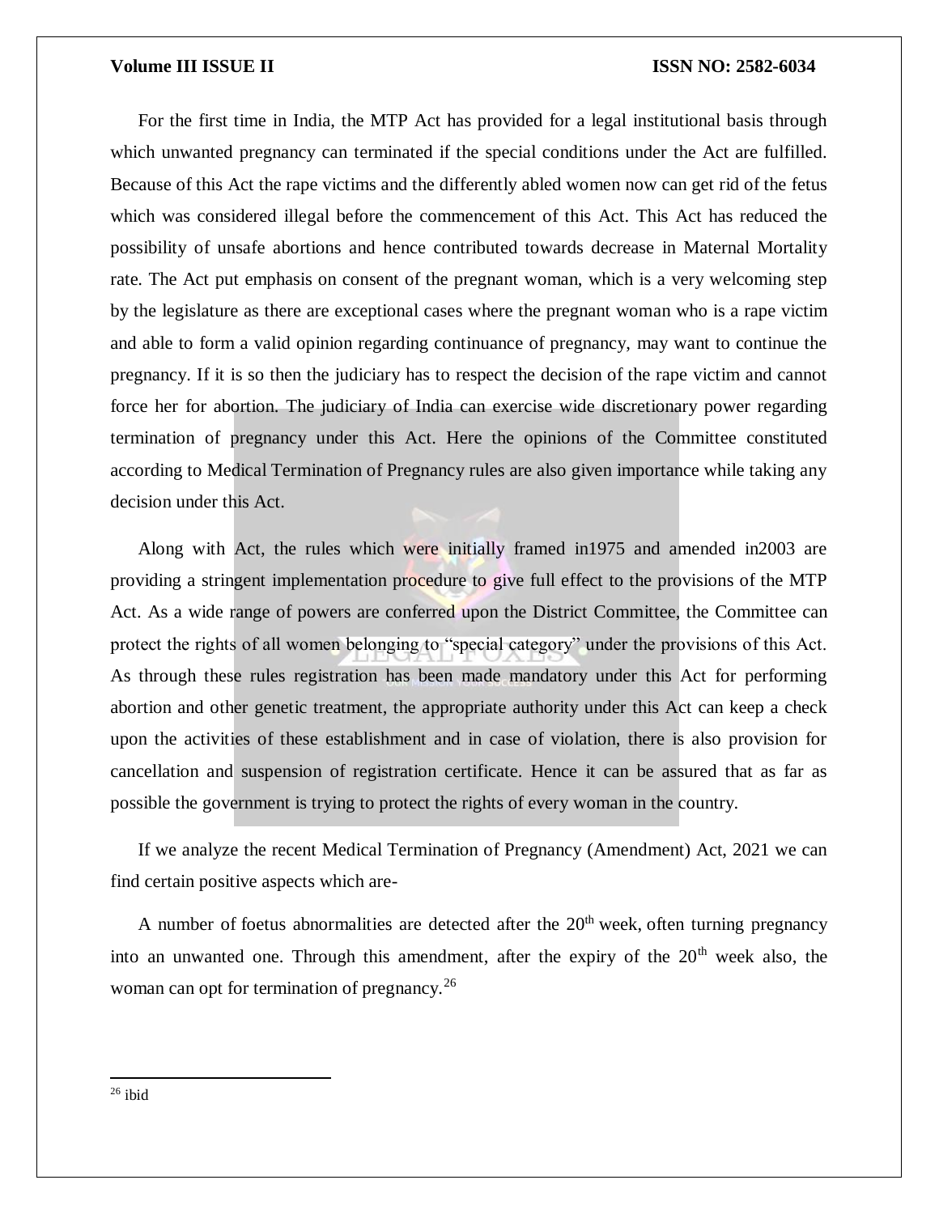For the first time in India, the MTP Act has provided for a legal institutional basis through which unwanted pregnancy can terminated if the special conditions under the Act are fulfilled. Because of this Act the rape victims and the differently abled women now can get rid of the fetus which was considered illegal before the commencement of this Act. This Act has reduced the possibility of unsafe abortions and hence contributed towards decrease in Maternal Mortality rate. The Act put emphasis on consent of the pregnant woman, which is a very welcoming step by the legislature as there are exceptional cases where the pregnant woman who is a rape victim and able to form a valid opinion regarding continuance of pregnancy, may want to continue the pregnancy. If it is so then the judiciary has to respect the decision of the rape victim and cannot force her for abortion. The judiciary of India can exercise wide discretionary power regarding termination of pregnancy under this Act. Here the opinions of the Committee constituted according to Medical Termination of Pregnancy rules are also given importance while taking any decision under this Act.

Along with Act, the rules which were initially framed in1975 and amended in2003 are providing a stringent implementation procedure to give full effect to the provisions of the MTP Act. As a wide range of powers are conferred upon the District Committee, the Committee can protect the rights of all women belonging to "special category" under the provisions of this Act. As through these rules registration has been made mandatory under this Act for performing abortion and other genetic treatment, the appropriate authority under this Act can keep a check upon the activities of these establishment and in case of violation, there is also provision for cancellation and suspension of registration certificate. Hence it can be assured that as far as possible the government is trying to protect the rights of every woman in the country.

If we analyze the recent Medical Termination of Pregnancy (Amendment) Act, 2021 we can find certain positive aspects which are-

A number of foetus abnormalities are detected after the 20th week, often turning pregnancy into an unwanted one. Through this amendment, after the expiry of the 20th week also, the woman can opt for termination of pregnancy.[26]

---

[26] ibid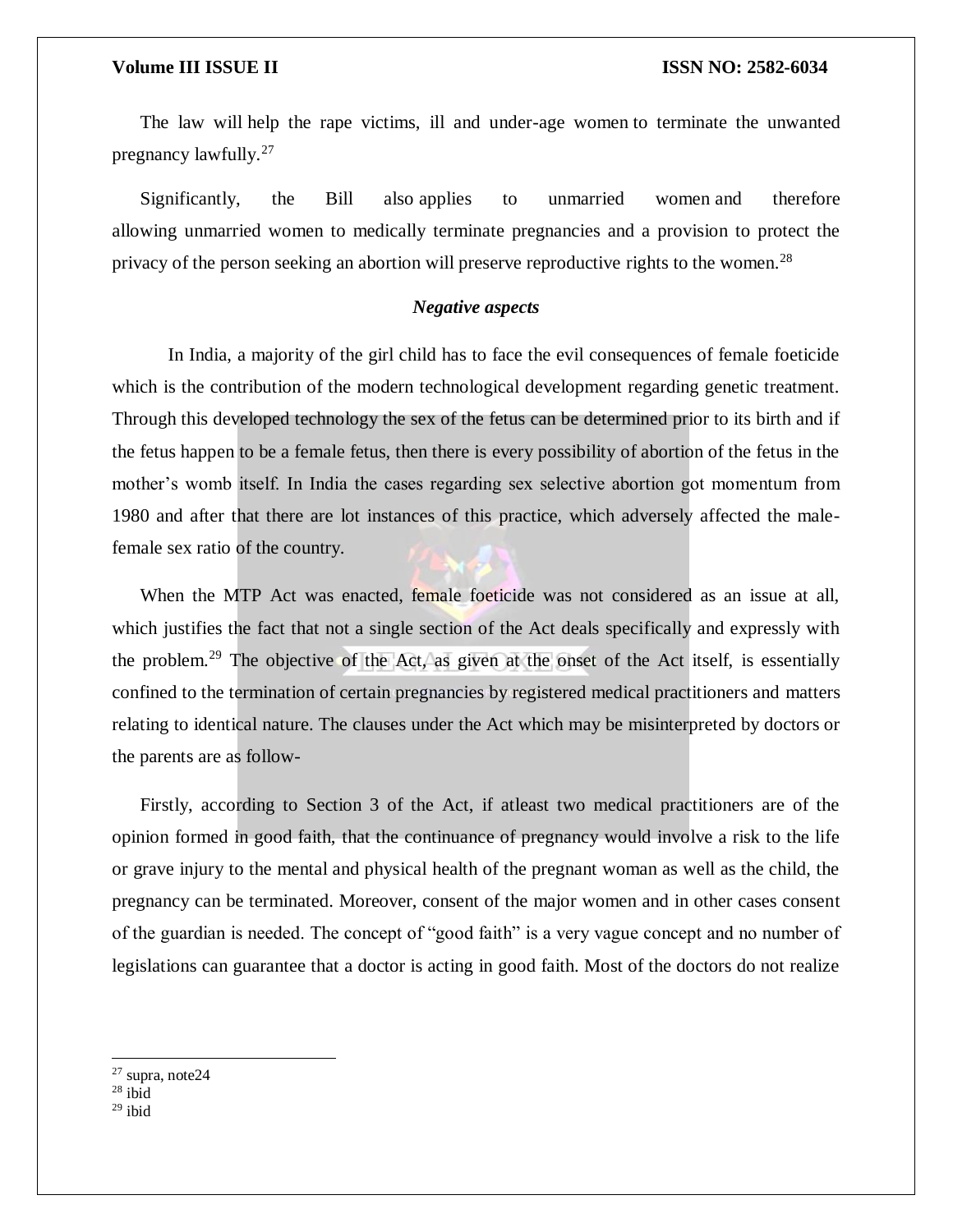The law will help the rape victims, ill and under-age women to terminate the unwanted pregnancy lawfully.[27]

Significantly, the Bill also applies to unmarried women and therefore allowing unmarried women to medically terminate pregnancies and a provision to protect the privacy of the person seeking an abortion will preserve reproductive rights to the women.[28]

***Negative aspects***

In India, a majority of the girl child has to face the evil consequences of female foeticide which is the contribution of the modern technological development regarding genetic treatment. Through this developed technology the sex of the fetus can be determined prior to its birth and if the fetus happen to be a female fetus, then there is every possibility of abortion of the fetus in the mother's womb itself. In India the cases regarding sex selective abortion got momentum from 1980 and after that there are lot instances of this practice, which adversely affected the male-female sex ratio of the country.

When the MTP Act was enacted, female foeticide was not considered as an issue at all, which justifies the fact that not a single section of the Act deals specifically and expressly with the problem.[29] The objective of the Act, as given at the onset of the Act itself, is essentially confined to the termination of certain pregnancies by registered medical practitioners and matters relating to identical nature. The clauses under the Act which may be misinterpreted by doctors or the parents are as follow-

Firstly, according to Section 3 of the Act, if atleast two medical practitioners are of the opinion formed in good faith, that the continuance of pregnancy would involve a risk to the life or grave injury to the mental and physical health of the pregnant woman as well as the child, the pregnancy can be terminated. Moreover, consent of the major women and in other cases consent of the guardian is needed. The concept of "good faith" is a very vague concept and no number of legislations can guarantee that a doctor is acting in good faith. Most of the doctors do not realize

---

[27] supra, note24

[28] ibid

[29] ibid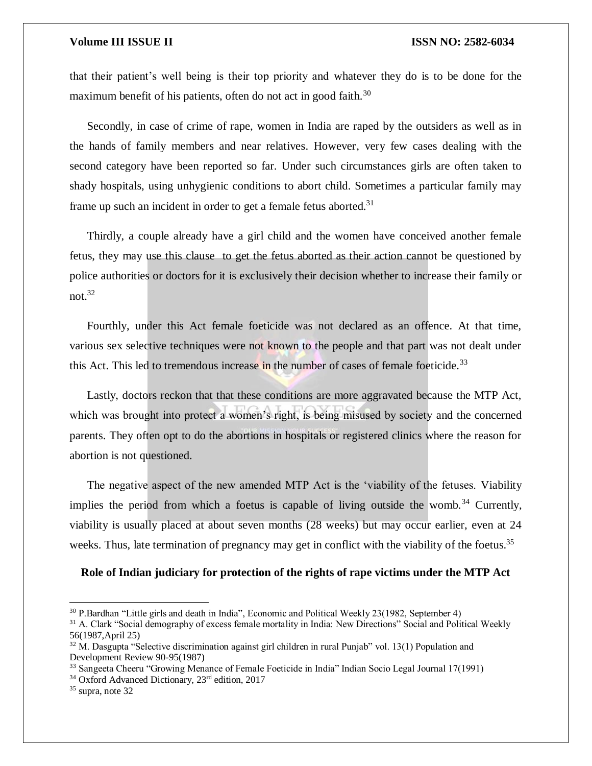that their patient's well being is their top priority and whatever they do is to be done for the maximum benefit of his patients, often do not act in good faith.[30]

Secondly, in case of crime of rape, women in India are raped by the outsiders as well as in the hands of family members and near relatives. However, very few cases dealing with the second category have been reported so far. Under such circumstances girls are often taken to shady hospitals, using unhygienic conditions to abort child. Sometimes a particular family may frame up such an incident in order to get a female fetus aborted.[31]

Thirdly, a couple already have a girl child and the women have conceived another female fetus, they may use this clause to get the fetus aborted as their action cannot be questioned by police authorities or doctors for it is exclusively their decision whether to increase their family or not.[32]

Fourthly, under this Act female foeticide was not declared as an offence. At that time, various sex selective techniques were not known to the people and that part was not dealt under this Act. This led to tremendous increase in the number of cases of female foeticide.[33]

Lastly, doctors reckon that that these conditions are more aggravated because the MTP Act, which was brought into protect a women's right, is being misused by society and the concerned parents. They often opt to do the abortions in hospitals or registered clinics where the reason for abortion is not questioned.

The negative aspect of the new amended MTP Act is the 'viability of the fetuses. Viability implies the period from which a foetus is capable of living outside the womb.[34] Currently, viability is usually placed at about seven months (28 weeks) but may occur earlier, even at 24 weeks. Thus, late termination of pregnancy may get in conflict with the viability of the foetus.[35]

**Role of Indian judiciary for protection of the rights of rape victims under the MTP Act**

---

[30] P.Bardhan "Little girls and death in India", Economic and Political Weekly 23(1982, September 4)

[31] A. Clark "Social demography of excess female mortality in India: New Directions" Social and Political Weekly 56(1987,April 25)

[32] M. Dasgupta "Selective discrimination against girl children in rural Punjab" vol. 13(1) Population and Development Review 90-95(1987)

[33] Sangeeta Cheeru "Growing Menance of Female Foeticide in India" Indian Socio Legal Journal 17(1991)

[34] Oxford Advanced Dictionary, 23rd edition, 2017

[35] supra, note 32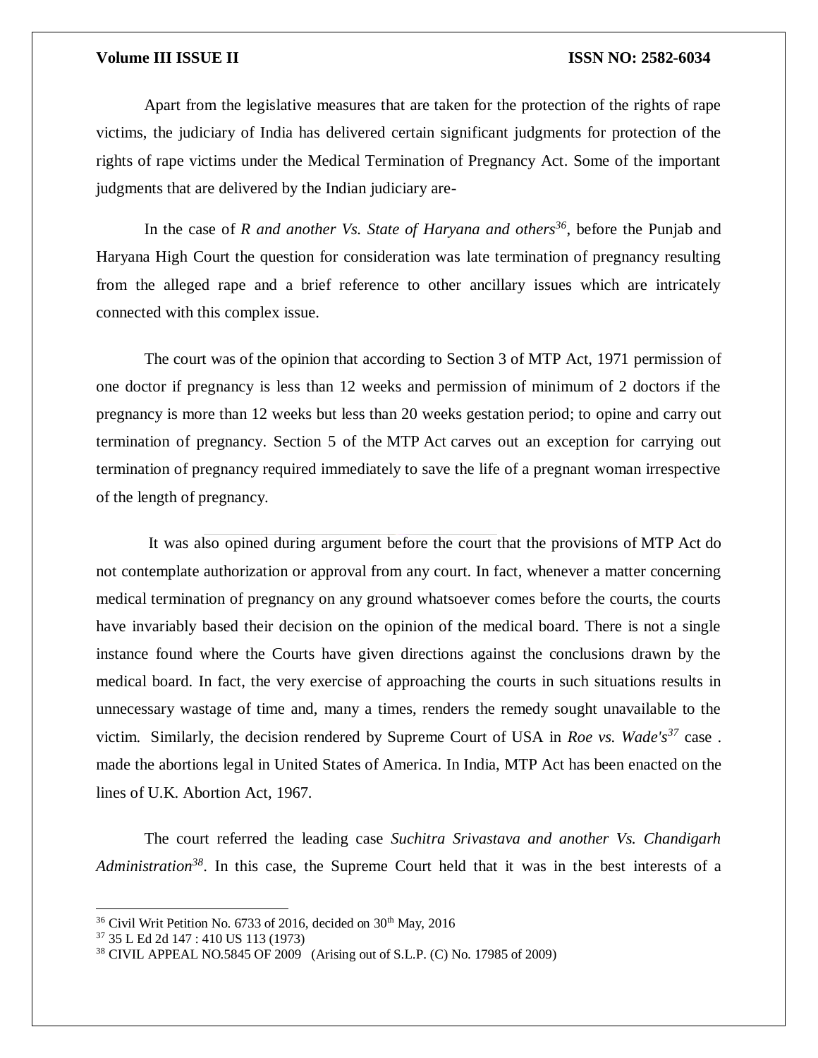Apart from the legislative measures that are taken for the protection of the rights of rape victims, the judiciary of India has delivered certain significant judgments for protection of the rights of rape victims under the Medical Termination of Pregnancy Act. Some of the important judgments that are delivered by the Indian judiciary are-

In the case of *R and another Vs. State of Haryana and others*[36], before the Punjab and Haryana High Court the question for consideration was late termination of pregnancy resulting from the alleged rape and a brief reference to other ancillary issues which are intricately connected with this complex issue.

The court was of the opinion that according to Section 3 of MTP Act, 1971 permission of one doctor if pregnancy is less than 12 weeks and permission of minimum of 2 doctors if the pregnancy is more than 12 weeks but less than 20 weeks gestation period; to opine and carry out termination of pregnancy. Section 5 of the MTP Act carves out an exception for carrying out termination of pregnancy required immediately to save the life of a pregnant woman irrespective of the length of pregnancy.

It was also opined during argument before the court that the provisions of MTP Act do not contemplate authorization or approval from any court. In fact, whenever a matter concerning medical termination of pregnancy on any ground whatsoever comes before the courts, the courts have invariably based their decision on the opinion of the medical board. There is not a single instance found where the Courts have given directions against the conclusions drawn by the medical board. In fact, the very exercise of approaching the courts in such situations results in unnecessary wastage of time and, many a times, renders the remedy sought unavailable to the victim. Similarly, the decision rendered by Supreme Court of USA in *Roe vs. Wade's*[37] case . made the abortions legal in United States of America. In India, MTP Act has been enacted on the lines of U.K. Abortion Act, 1967.

The court referred the leading case *Suchitra Srivastava and another Vs. Chandigarh Administration*[38]. In this case, the Supreme Court held that it was in the best interests of a

---

[36] Civil Writ Petition No. 6733 of 2016, decided on 30th May, 2016

[37] 35 L Ed 2d 147 : 410 US 113 (1973)

[38] CIVIL APPEAL NO.5845 OF 2009 (Arising out of S.L.P. (C) No. 17985 of 2009)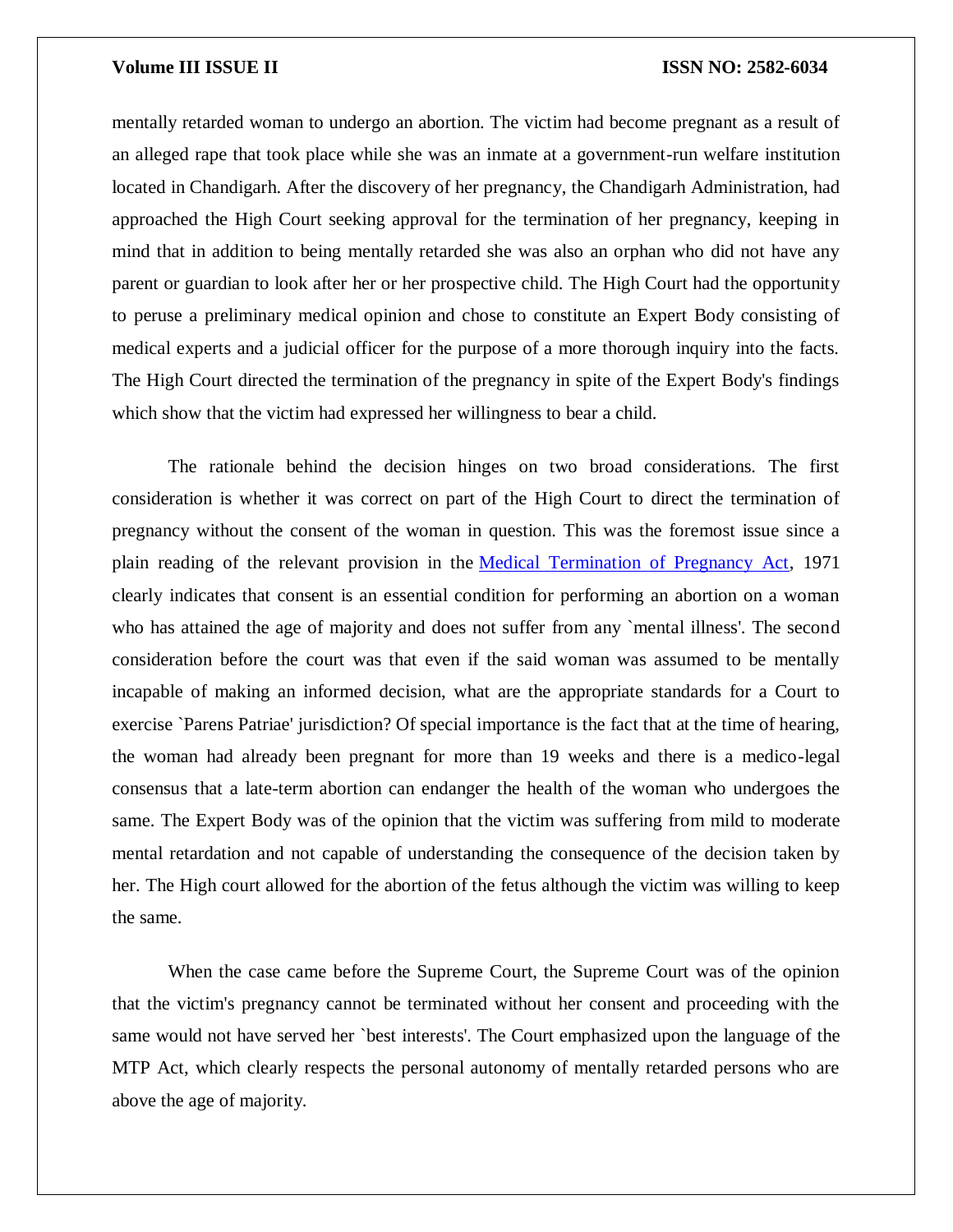mentally retarded woman to undergo an abortion. The victim had become pregnant as a result of an alleged rape that took place while she was an inmate at a government-run welfare institution located in Chandigarh. After the discovery of her pregnancy, the Chandigarh Administration, had approached the High Court seeking approval for the termination of her pregnancy, keeping in mind that in addition to being mentally retarded she was also an orphan who did not have any parent or guardian to look after her or her prospective child. The High Court had the opportunity to peruse a preliminary medical opinion and chose to constitute an Expert Body consisting of medical experts and a judicial officer for the purpose of a more thorough inquiry into the facts. The High Court directed the termination of the pregnancy in spite of the Expert Body's findings which show that the victim had expressed her willingness to bear a child.

The rationale behind the decision hinges on two broad considerations. The first consideration is whether it was correct on part of the High Court to direct the termination of pregnancy without the consent of the woman in question. This was the foremost issue since a plain reading of the relevant provision in the Medical Termination of Pregnancy Act, 1971 clearly indicates that consent is an essential condition for performing an abortion on a woman who has attained the age of majority and does not suffer from any `mental illness'. The second consideration before the court was that even if the said woman was assumed to be mentally incapable of making an informed decision, what are the appropriate standards for a Court to exercise `Parens Patriae' jurisdiction? Of special importance is the fact that at the time of hearing, the woman had already been pregnant for more than 19 weeks and there is a medico-legal consensus that a late-term abortion can endanger the health of the woman who undergoes the same. The Expert Body was of the opinion that the victim was suffering from mild to moderate mental retardation and not capable of understanding the consequence of the decision taken by her. The High court allowed for the abortion of the fetus although the victim was willing to keep the same.

When the case came before the Supreme Court, the Supreme Court was of the opinion that the victim's pregnancy cannot be terminated without her consent and proceeding with the same would not have served her `best interests'. The Court emphasized upon the language of the MTP Act, which clearly respects the personal autonomy of mentally retarded persons who are above the age of majority.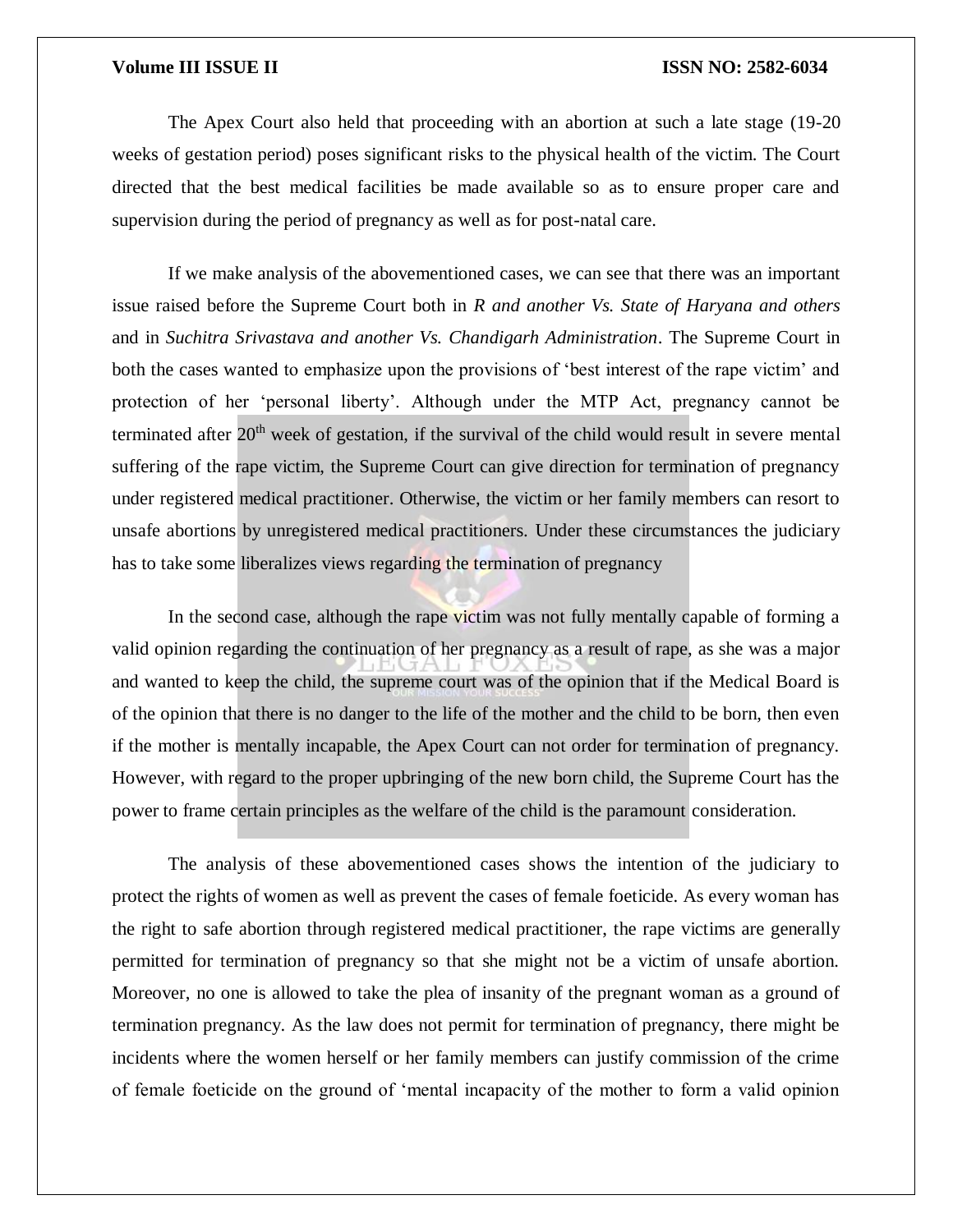The Apex Court also held that proceeding with an abortion at such a late stage (19-20 weeks of gestation period) poses significant risks to the physical health of the victim. The Court directed that the best medical facilities be made available so as to ensure proper care and supervision during the period of pregnancy as well as for post-natal care.

If we make analysis of the abovementioned cases, we can see that there was an important issue raised before the Supreme Court both in *R and another Vs. State of Haryana and others* and in *Suchitra Srivastava and another Vs. Chandigarh Administration*. The Supreme Court in both the cases wanted to emphasize upon the provisions of 'best interest of the rape victim' and protection of her 'personal liberty'. Although under the MTP Act, pregnancy cannot be terminated after 20th week of gestation, if the survival of the child would result in severe mental suffering of the rape victim, the Supreme Court can give direction for termination of pregnancy under registered medical practitioner. Otherwise, the victim or her family members can resort to unsafe abortions by unregistered medical practitioners. Under these circumstances the judiciary has to take some liberalizes views regarding the termination of pregnancy

In the second case, although the rape victim was not fully mentally capable of forming a valid opinion regarding the continuation of her pregnancy as a result of rape, as she was a major and wanted to keep the child, the supreme court was of the opinion that if the Medical Board is of the opinion that there is no danger to the life of the mother and the child to be born, then even if the mother is mentally incapable, the Apex Court can not order for termination of pregnancy. However, with regard to the proper upbringing of the new born child, the Supreme Court has the power to frame certain principles as the welfare of the child is the paramount consideration.

The analysis of these abovementioned cases shows the intention of the judiciary to protect the rights of women as well as prevent the cases of female foeticide. As every woman has the right to safe abortion through registered medical practitioner, the rape victims are generally permitted for termination of pregnancy so that she might not be a victim of unsafe abortion. Moreover, no one is allowed to take the plea of insanity of the pregnant woman as a ground of termination pregnancy. As the law does not permit for termination of pregnancy, there might be incidents where the women herself or her family members can justify commission of the crime of female foeticide on the ground of 'mental incapacity of the mother to form a valid opinion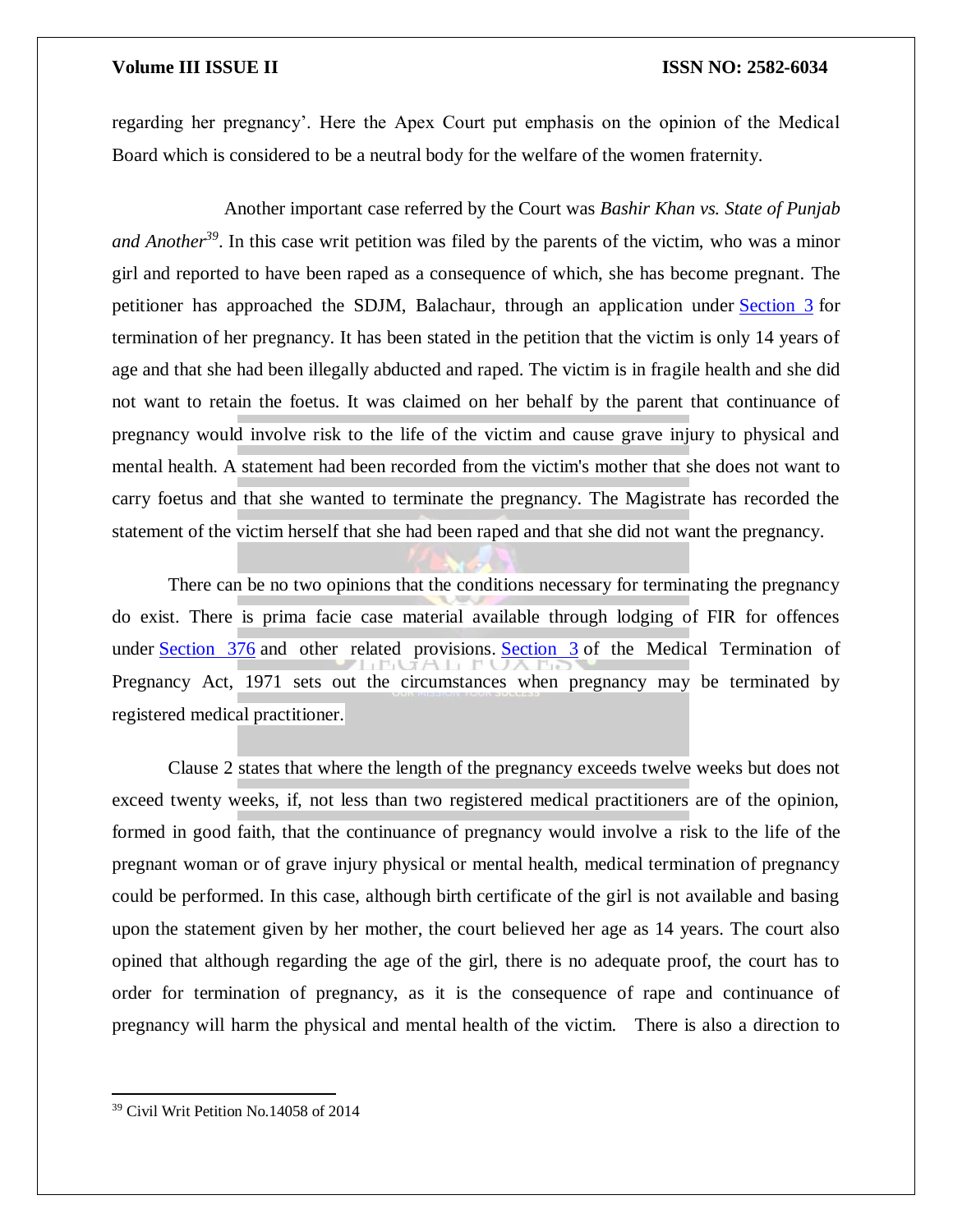regarding her pregnancy'. Here the Apex Court put emphasis on the opinion of the Medical Board which is considered to be a neutral body for the welfare of the women fraternity.

Another important case referred by the Court was *Bashir Khan vs. State of Punjab and Another*[39]. In this case writ petition was filed by the parents of the victim, who was a minor girl and reported to have been raped as a consequence of which, she has become pregnant. The petitioner has approached the SDJM, Balachaur, through an application under Section 3 for termination of her pregnancy. It has been stated in the petition that the victim is only 14 years of age and that she had been illegally abducted and raped. The victim is in fragile health and she did not want to retain the foetus. It was claimed on her behalf by the parent that continuance of pregnancy would involve risk to the life of the victim and cause grave injury to physical and mental health. A statement had been recorded from the victim's mother that she does not want to carry foetus and that she wanted to terminate the pregnancy. The Magistrate has recorded the statement of the victim herself that she had been raped and that she did not want the pregnancy.

There can be no two opinions that the conditions necessary for terminating the pregnancy do exist. There is prima facie case material available through lodging of FIR for offences under Section 376 and other related provisions. Section 3 of the Medical Termination of Pregnancy Act, 1971 sets out the circumstances when pregnancy may be terminated by registered medical practitioner.

Clause 2 states that where the length of the pregnancy exceeds twelve weeks but does not exceed twenty weeks, if, not less than two registered medical practitioners are of the opinion, formed in good faith, that the continuance of pregnancy would involve a risk to the life of the pregnant woman or of grave injury physical or mental health, medical termination of pregnancy could be performed. In this case, although birth certificate of the girl is not available and basing upon the statement given by her mother, the court believed her age as 14 years. The court also opined that although regarding the age of the girl, there is no adequate proof, the court has to order for termination of pregnancy, as it is the consequence of rape and continuance of pregnancy will harm the physical and mental health of the victim. There is also a direction to

---

[39] Civil Writ Petition No.14058 of 2014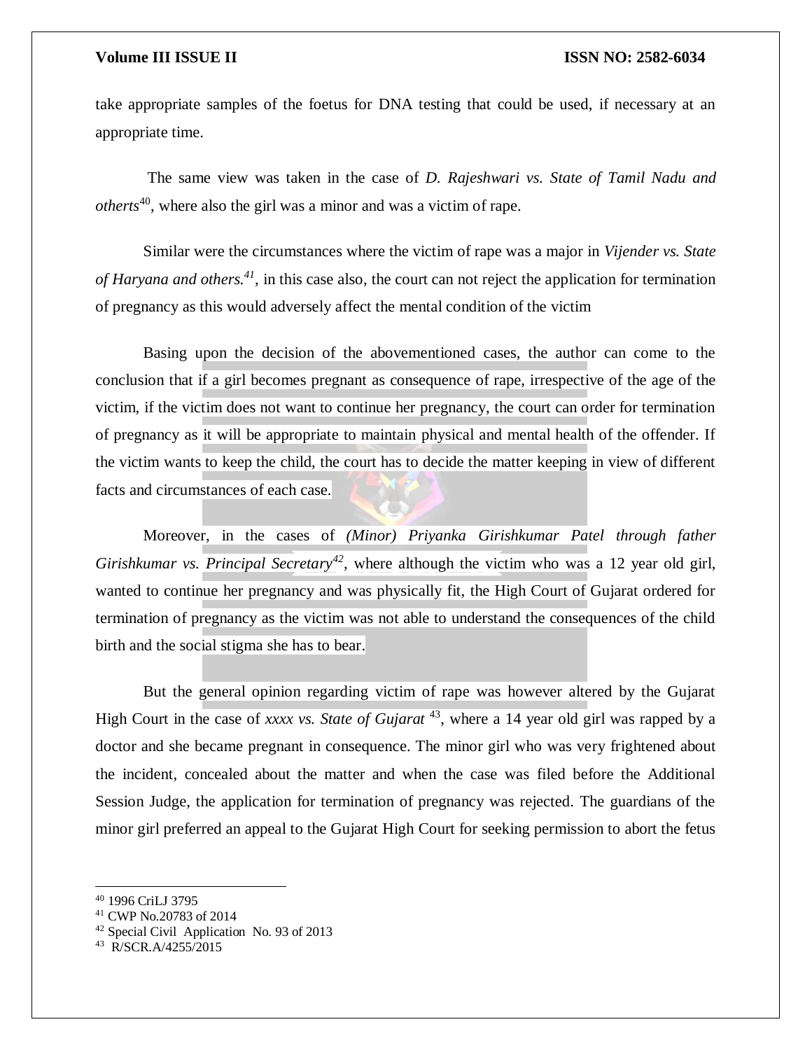take appropriate samples of the foetus for DNA testing that could be used, if necessary at an appropriate time.

The same view was taken in the case of *D. Rajeshwari vs. State of Tamil Nadu and otherts*[40], where also the girl was a minor and was a victim of rape.

Similar were the circumstances where the victim of rape was a major in *Vijender vs. State of Haryana and others.*[41], in this case also, the court can not reject the application for termination of pregnancy as this would adversely affect the mental condition of the victim

Basing upon the decision of the abovementioned cases, the author can come to the conclusion that if a girl becomes pregnant as consequence of rape, irrespective of the age of the victim, if the victim does not want to continue her pregnancy, the court can order for termination of pregnancy as it will be appropriate to maintain physical and mental health of the offender. If the victim wants to keep the child, the court has to decide the matter keeping in view of different facts and circumstances of each case.

Moreover, in the cases of *(Minor) Priyanka Girishkumar Patel through father Girishkumar vs. Principal Secretary*[42], where although the victim who was a 12 year old girl, wanted to continue her pregnancy and was physically fit, the High Court of Gujarat ordered for termination of pregnancy as the victim was not able to understand the consequences of the child birth and the social stigma she has to bear.

But the general opinion regarding victim of rape was however altered by the Gujarat High Court in the case of *xxxx vs. State of Gujarat* [43], where a 14 year old girl was rapped by a doctor and she became pregnant in consequence. The minor girl who was very frightened about the incident, concealed about the matter and when the case was filed before the Additional Session Judge, the application for termination of pregnancy was rejected. The guardians of the minor girl preferred an appeal to the Gujarat High Court for seeking permission to abort the fetus

---

[40] 1996 CriLJ 3795

[41] CWP No.20783 of 2014

[42] Special Civil Application No. 93 of 2013

[43] R/SCR.A/4255/2015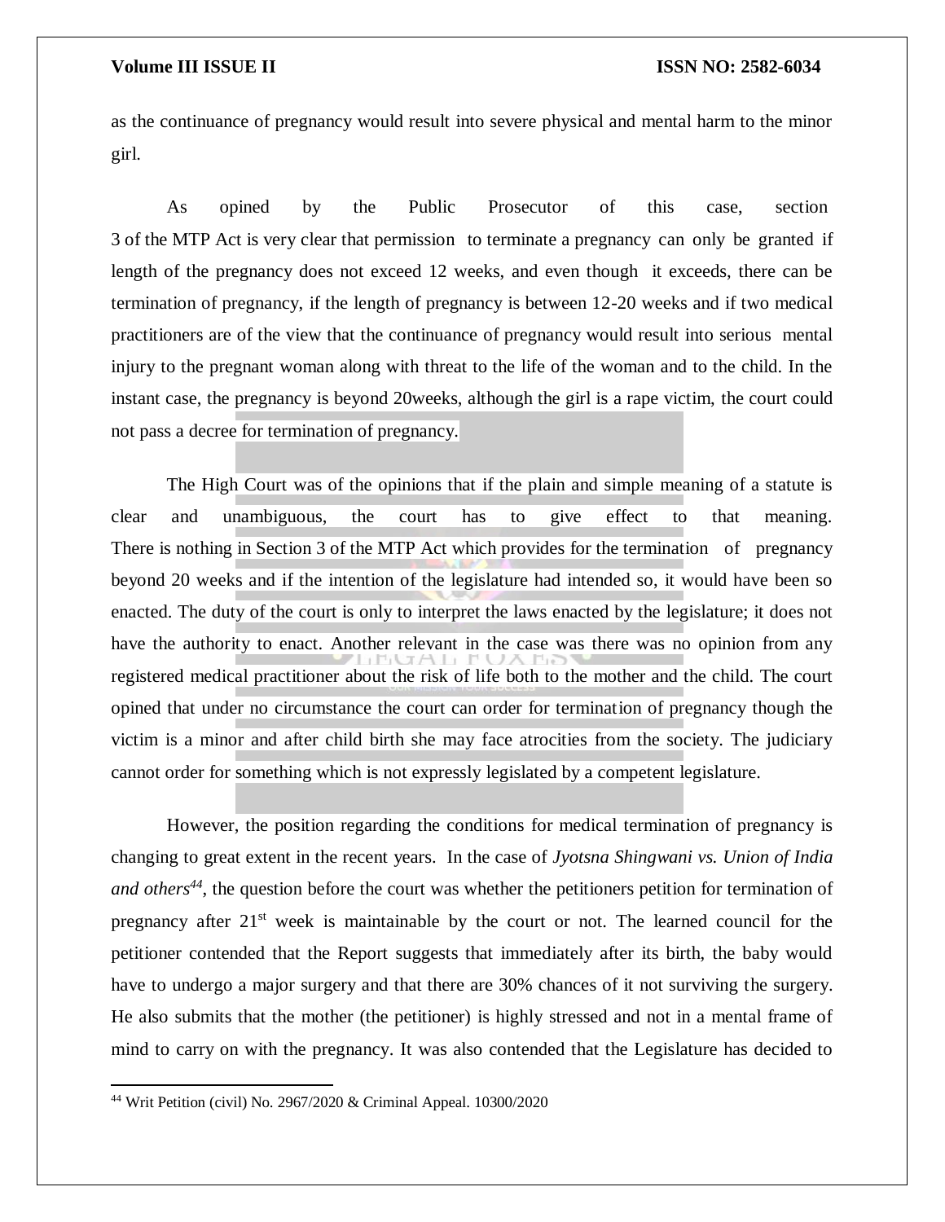as the continuance of pregnancy would result into severe physical and mental harm to the minor girl.

As opined by the Public Prosecutor of this case, section 3 of the MTP Act is very clear that permission to terminate a pregnancy can only be granted if length of the pregnancy does not exceed 12 weeks, and even though it exceeds, there can be termination of pregnancy, if the length of pregnancy is between 12-20 weeks and if two medical practitioners are of the view that the continuance of pregnancy would result into serious mental injury to the pregnant woman along with threat to the life of the woman and to the child. In the instant case, the pregnancy is beyond 20weeks, although the girl is a rape victim, the court could not pass a decree for termination of pregnancy.

The High Court was of the opinions that if the plain and simple meaning of a statute is clear and unambiguous, the court has to give effect to that meaning. There is nothing in Section 3 of the MTP Act which provides for the termination of pregnancy beyond 20 weeks and if the intention of the legislature had intended so, it would have been so enacted. The duty of the court is only to interpret the laws enacted by the legislature; it does not have the authority to enact. Another relevant in the case was there was no opinion from any registered medical practitioner about the risk of life both to the mother and the child. The court opined that under no circumstance the court can order for termination of pregnancy though the victim is a minor and after child birth she may face atrocities from the society. The judiciary cannot order for something which is not expressly legislated by a competent legislature.

However, the position regarding the conditions for medical termination of pregnancy is changing to great extent in the recent years. In the case of *Jyotsna Shingwani vs. Union of India and others*[44], the question before the court was whether the petitioners petition for termination of pregnancy after 21st week is maintainable by the court or not. The learned council for the petitioner contended that the Report suggests that immediately after its birth, the baby would have to undergo a major surgery and that there are 30% chances of it not surviving the surgery. He also submits that the mother (the petitioner) is highly stressed and not in a mental frame of mind to carry on with the pregnancy. It was also contended that the Legislature has decided to

[44] Writ Petition (civil) No. 2967/2020 & Criminal Appeal. 10300/2020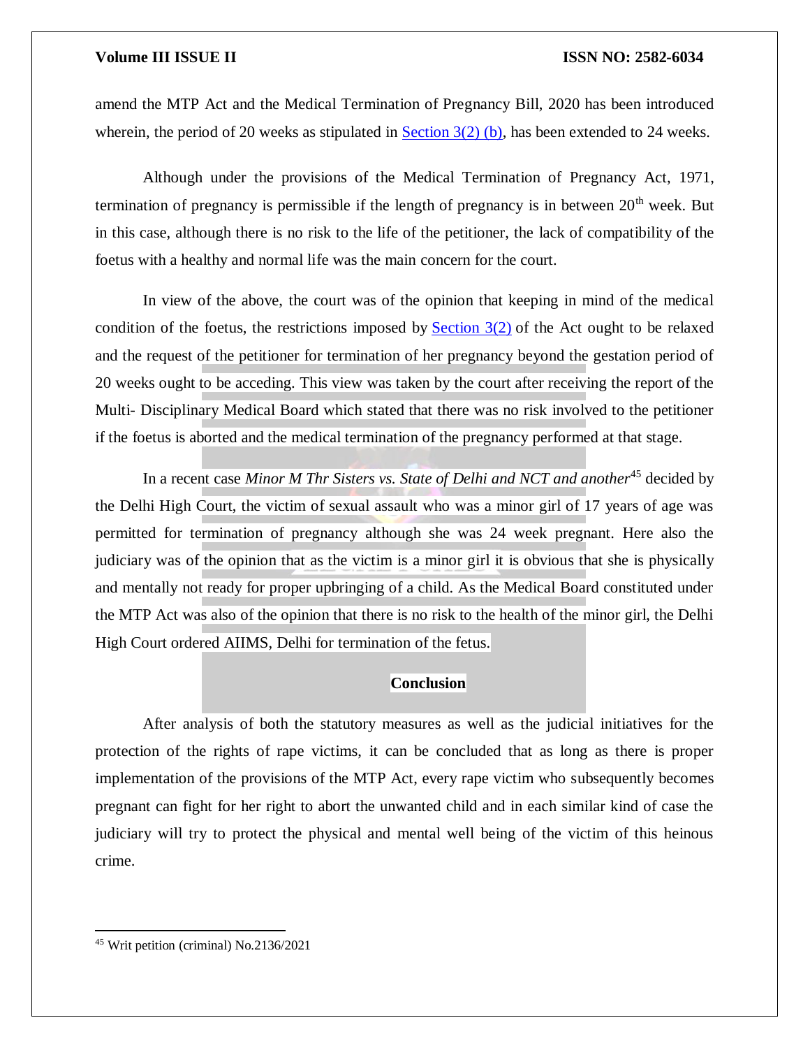amend the MTP Act and the Medical Termination of Pregnancy Bill, 2020 has been introduced wherein, the period of 20 weeks as stipulated in Section 3(2) (b), has been extended to 24 weeks.

Although under the provisions of the Medical Termination of Pregnancy Act, 1971, termination of pregnancy is permissible if the length of pregnancy is in between 20th week. But in this case, although there is no risk to the life of the petitioner, the lack of compatibility of the foetus with a healthy and normal life was the main concern for the court.

In view of the above, the court was of the opinion that keeping in mind of the medical condition of the foetus, the restrictions imposed by Section 3(2) of the Act ought to be relaxed and the request of the petitioner for termination of her pregnancy beyond the gestation period of 20 weeks ought to be acceding. This view was taken by the court after receiving the report of the Multi- Disciplinary Medical Board which stated that there was no risk involved to the petitioner if the foetus is aborted and the medical termination of the pregnancy performed at that stage.

In a recent case *Minor M Thr Sisters vs. State of Delhi and NCT and another*[45] decided by the Delhi High Court, the victim of sexual assault who was a minor girl of 17 years of age was permitted for termination of pregnancy although she was 24 week pregnant. Here also the judiciary was of the opinion that as the victim is a minor girl it is obvious that she is physically and mentally not ready for proper upbringing of a child. As the Medical Board constituted under the MTP Act was also of the opinion that there is no risk to the health of the minor girl, the Delhi High Court ordered AIIMS, Delhi for termination of the fetus.

## Conclusion

After analysis of both the statutory measures as well as the judicial initiatives for the protection of the rights of rape victims, it can be concluded that as long as there is proper implementation of the provisions of the MTP Act, every rape victim who subsequently becomes pregnant can fight for her right to abort the unwanted child and in each similar kind of case the judiciary will try to protect the physical and mental well being of the victim of this heinous crime.

---

[45] Writ petition (criminal) No.2136/2021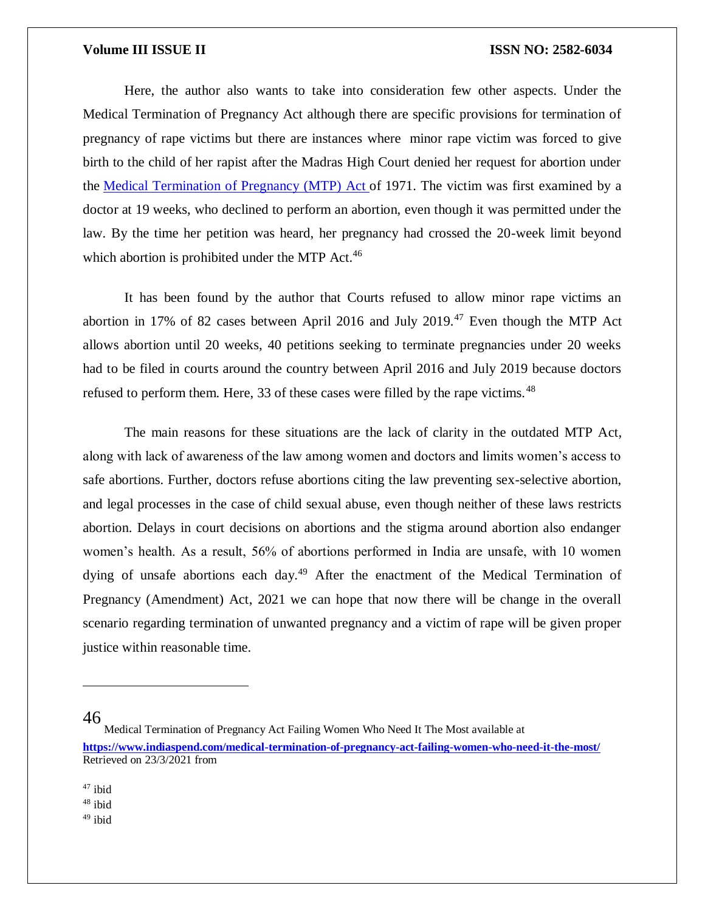Here, the author also wants to take into consideration few other aspects. Under the Medical Termination of Pregnancy Act although there are specific provisions for termination of pregnancy of rape victims but there are instances where minor rape victim was forced to give birth to the child of her rapist after the Madras High Court denied her request for abortion under the Medical Termination of Pregnancy (MTP) Act of 1971. The victim was first examined by a doctor at 19 weeks, who declined to perform an abortion, even though it was permitted under the law. By the time her petition was heard, her pregnancy had crossed the 20-week limit beyond which abortion is prohibited under the MTP Act.[46]

It has been found by the author that Courts refused to allow minor rape victims an abortion in 17% of 82 cases between April 2016 and July 2019.[47] Even though the MTP Act allows abortion until 20 weeks, 40 petitions seeking to terminate pregnancies under 20 weeks had to be filed in courts around the country between April 2016 and July 2019 because doctors refused to perform them. Here, 33 of these cases were filled by the rape victims.[48]

The main reasons for these situations are the lack of clarity in the outdated MTP Act, along with lack of awareness of the law among women and doctors and limits women's access to safe abortions. Further, doctors refuse abortions citing the law preventing sex-selective abortion, and legal processes in the case of child sexual abuse, even though neither of these laws restricts abortion. Delays in court decisions on abortions and the stigma around abortion also endanger women's health. As a result, 56% of abortions performed in India are unsafe, with 10 women dying of unsafe abortions each day.[49] After the enactment of the Medical Termination of Pregnancy (Amendment) Act, 2021 we can hope that now there will be change in the overall scenario regarding termination of unwanted pregnancy and a victim of rape will be given proper justice within reasonable time.

---

[46] Medical Termination of Pregnancy Act Failing Women Who Need It The Most available at **https://www.indiaspend.com/medical-termination-of-pregnancy-act-failing-women-who-need-it-the-most/** Retrieved on 23/3/2021 from

[47] ibid

[48] ibid

[49] ibid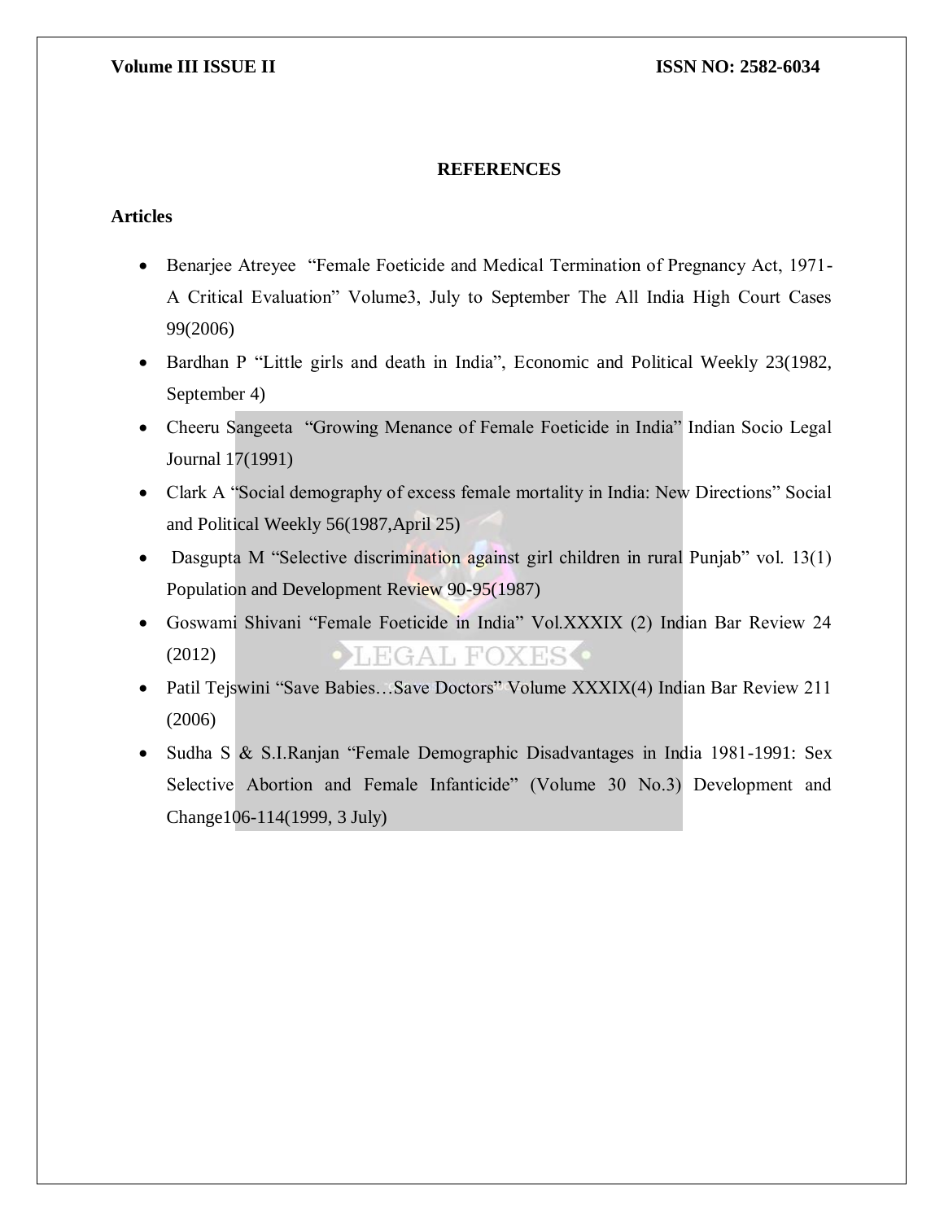## REFERENCES

### Articles

- Benarjee Atreyee "Female Foeticide and Medical Termination of Pregnancy Act, 1971- A Critical Evaluation" Volume3, July to September The All India High Court Cases 99(2006)
- Bardhan P "Little girls and death in India", Economic and Political Weekly 23(1982, September 4)
- Cheeru Sangeeta "Growing Menance of Female Foeticide in India" Indian Socio Legal Journal 17(1991)
- Clark A "Social demography of excess female mortality in India: New Directions" Social and Political Weekly 56(1987,April 25)
- Dasgupta M "Selective discrimination against girl children in rural Punjab" vol. 13(1) Population and Development Review 90-95(1987)
- Goswami Shivani "Female Foeticide in India" Vol.XXXIX (2) Indian Bar Review 24 (2012)
- Patil Tejswini "Save Babies…Save Doctors" Volume XXXIX(4) Indian Bar Review 211 (2006)
- Sudha S & S.I.Ranjan "Female Demographic Disadvantages in India 1981-1991: Sex Selective Abortion and Female Infanticide" (Volume 30 No.3) Development and Change106-114(1999, 3 July)